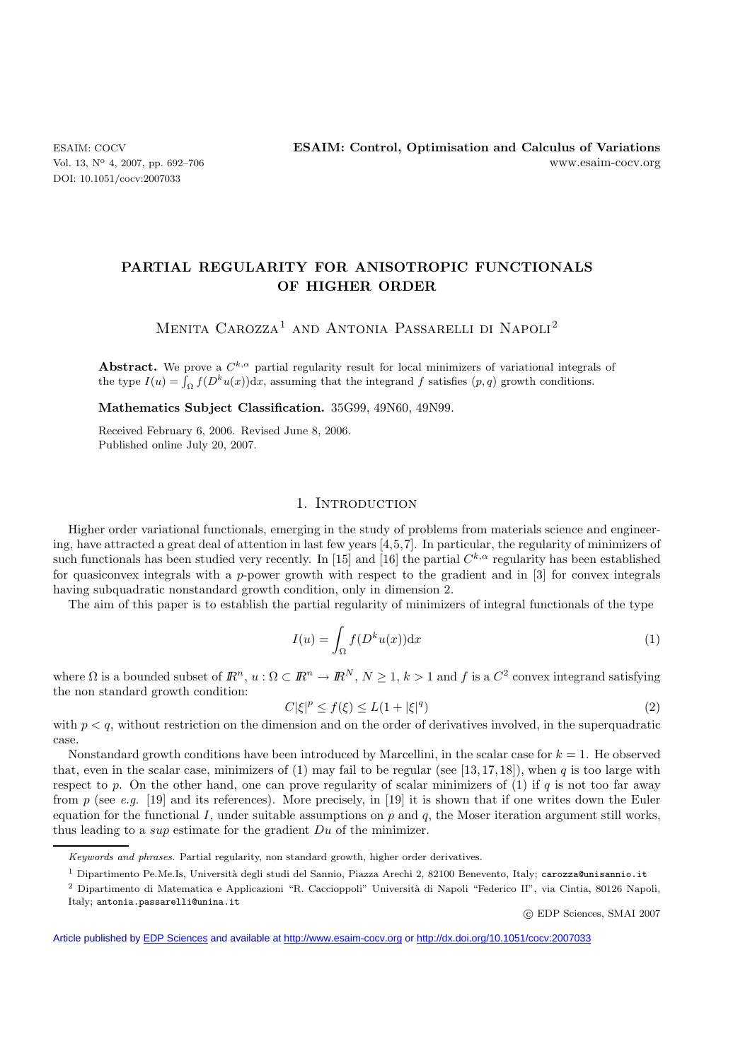# PARTIAL REGULARITY FOR ANISOTROPIC FUNCTIONALS OF HIGHER ORDER

Menita Carozza[1] and Antonia Passarelli di Napoli[2]

**Abstract.** We prove a $C^{k,\alpha}$ partial regularity result for local minimizers of variational integrals of the type $I(u) = \int_\Omega f(D^k u(x))\mathrm{d}x$, assuming that the integrand $f$ satisfies $(p,q)$ growth conditions.

**Mathematics Subject Classification.** 35G99, 49N60, 49N99.

Received February 6, 2006. Revised June 8, 2006.
Published online July 20, 2007.

## 1. Introduction

Higher order variational functionals, emerging in the study of problems from materials science and engineering, have attracted a great deal of attention in last few years [4,5,7]. In particular, the regularity of minimizers of such functionals has been studied very recently. In [15] and [16] the partial $C^{k,\alpha}$ regularity has been established for quasiconvex integrals with a $p$-power growth with respect to the gradient and in [3] for convex integrals having subquadratic nonstandard growth condition, only in dimension 2.

The aim of this paper is to establish the partial regularity of minimizers of integral functionals of the type

$$I(u) = \int_\Omega f(D^k u(x))\mathrm{d}x \tag{1}$$

where $\Omega$ is a bounded subset of $\mathbb{R}^n$, $u : \Omega \subset \mathbb{R}^n \to \mathbb{R}^N$, $N \geq 1$, $k > 1$ and $f$ is a $C^2$ convex integrand satisfying the non standard growth condition:

$$C|\xi|^p \leq f(\xi) \leq L(1 + |\xi|^q) \tag{2}$$

with $p < q$, without restriction on the dimension and on the order of derivatives involved, in the superquadratic case.

Nonstandard growth conditions have been introduced by Marcellini, in the scalar case for $k = 1$. He observed that, even in the scalar case, minimizers of (1) may fail to be regular (see [13,17,18]), when $q$ is too large with respect to $p$. On the other hand, one can prove regularity of scalar minimizers of (1) if $q$ is not too far away from $p$ (see *e.g.* [19] and its references). More precisely, in [19] it is shown that if one writes down the Euler equation for the functional $I$, under suitable assumptions on $p$ and $q$, the Moser iteration argument still works, thus leading to a *sup* estimate for the gradient $Du$ of the minimizer.

*Keywords and phrases.* Partial regularity, non standard growth, higher order derivatives.

[1] Dipartimento Pe.Me.Is, Università degli studi del Sannio, Piazza Arechi 2, 82100 Benevento, Italy; carozza@unisannio.it

[2] Dipartimento di Matematica e Applicazioni "R. Caccioppoli" Università di Napoli "Federico II", via Cintia, 80126 Napoli, Italy; antonia.passarelli@unina.it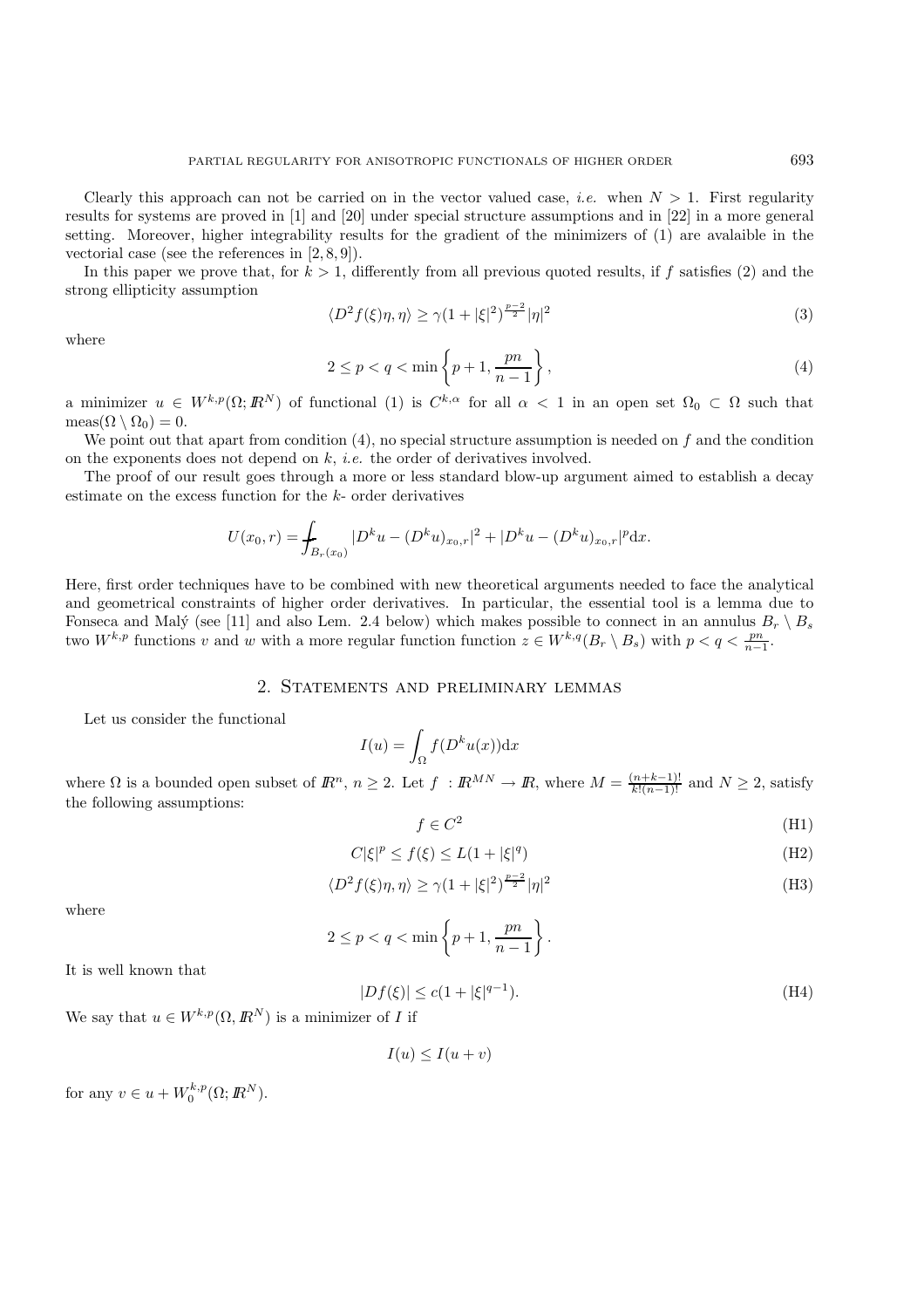Clearly this approach can not be carried on in the vector valued case, *i.e.* when $N > 1$. First regularity results for systems are proved in [1] and [20] under special structure assumptions and in [22] in a more general setting. Moreover, higher integrability results for the gradient of the minimizers of (1) are avalaible in the vectorial case (see the references in [2, 8, 9]).

In this paper we prove that, for $k > 1$, differently from all previous quoted results, if $f$ satisfies (2) and the strong ellipticity assumption

$$\langle D^2 f(\xi)\eta, \eta\rangle \geq \gamma(1 + |\xi|^2)^{\frac{p-2}{2}}|\eta|^2 \tag{3}$$

where

$$2 \leq p < q < \min\left\{p + 1, \frac{pn}{n-1}\right\}, \tag{4}$$

a minimizer $u \in W^{k,p}(\Omega; I\!R^N)$ of functional (1) is $C^{k,\alpha}$ for all $\alpha < 1$ in an open set $\Omega_0 \subset \Omega$ such that $\text{meas}(\Omega \setminus \Omega_0) = 0$.

We point out that apart from condition (4), no special structure assumption is needed on $f$ and the condition on the exponents does not depend on $k$, *i.e.* the order of derivatives involved.

The proof of our result goes through a more or less standard blow-up argument aimed to establish a decay estimate on the excess function for the $k$- order derivatives

$$U(x_0, r) = \fint_{B_r(x_0)} |D^k u - (D^k u)_{x_0,r}|^2 + |D^k u - (D^k u)_{x_0,r}|^p \mathrm{d}x.$$

Here, first order techniques have to be combined with new theoretical arguments needed to face the analytical and geometrical constraints of higher order derivatives. In particular, the essential tool is a lemma due to Fonseca and Malý (see [11] and also Lem. 2.4 below) which makes possible to connect in an annulus $B_r \setminus B_s$ two $W^{k,p}$ functions $v$ and $w$ with a more regular function function $z \in W^{k,q}(B_r \setminus B_s)$ with $p < q < \frac{pn}{n-1}$.

## 2. Statements and preliminary lemmas

Let us consider the functional

$$I(u) = \int_\Omega f(D^k u(x))\mathrm{d}x$$

where $\Omega$ is a bounded open subset of $I\!R^n$, $n \geq 2$. Let $f : I\!R^{MN} \to I\!R$, where $M = \frac{(n+k-1)!}{k!(n-1)!}$ and $N \geq 2$, satisfy the following assumptions:

$$f \in C^2 \tag{H1}$$

$$C|\xi|^p \leq f(\xi) \leq L(1 + |\xi|^q) \tag{H2}$$

$$\langle D^2 f(\xi)\eta, \eta\rangle \geq \gamma(1 + |\xi|^2)^{\frac{p-2}{2}}|\eta|^2 \tag{H3}$$

where

$$2 \leq p < q < \min\left\{p + 1, \frac{pn}{n-1}\right\}.$$

It is well known that

$$|Df(\xi)| \leq c(1 + |\xi|^{q-1}). \tag{H4}$$

We say that $u \in W^{k,p}(\Omega, I\!R^N)$ is a minimizer of $I$ if

$$I(u) \leq I(u + v)$$

for any $v \in u + W_0^{k,p}(\Omega; I\!R^N)$.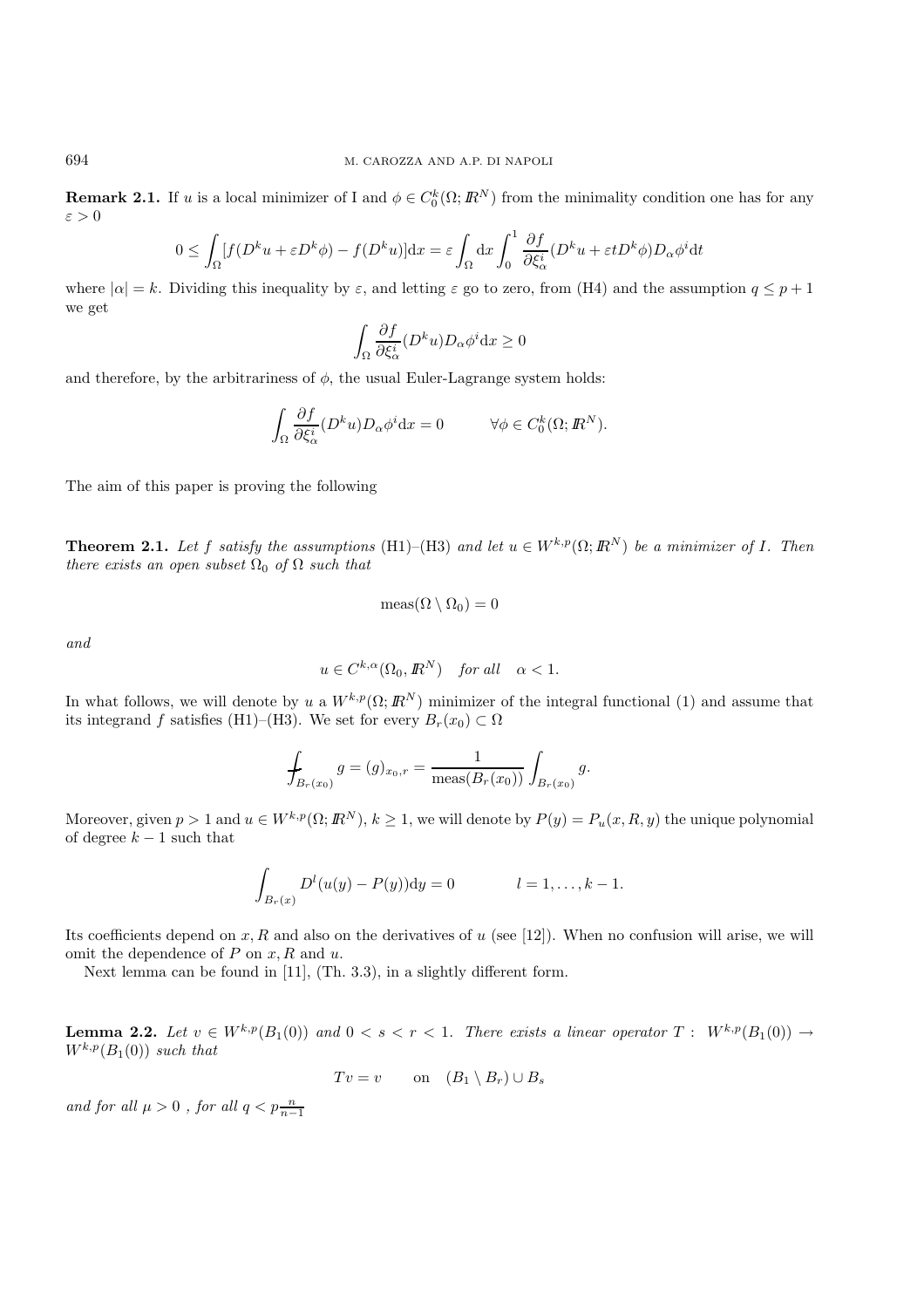**Remark 2.1.** If $u$ is a local minimizer of I and $\phi \in C_0^k(\Omega; I\!R^N)$ from the minimality condition one has for any $\varepsilon > 0$

$$0 \leq \int_\Omega [f(D^k u + \varepsilon D^k \phi) - f(D^k u)] \mathrm{d}x = \varepsilon \int_\Omega \mathrm{d}x \int_0^1 \frac{\partial f}{\partial \xi_\alpha^i}(D^k u + \varepsilon t D^k \phi) D_\alpha \phi^i \mathrm{d}t$$

where $|\alpha| = k$. Dividing this inequality by $\varepsilon$, and letting $\varepsilon$ go to zero, from (H4) and the assumption $q \leq p+1$ we get

$$\int_\Omega \frac{\partial f}{\partial \xi_\alpha^i}(D^k u) D_\alpha \phi^i \mathrm{d}x \geq 0$$

and therefore, by the arbitrariness of $\phi$, the usual Euler-Lagrange system holds:

$$\int_\Omega \frac{\partial f}{\partial \xi_\alpha^i}(D^k u) D_\alpha \phi^i \mathrm{d}x = 0 \qquad \forall \phi \in C_0^k(\Omega; I\!R^N).$$

The aim of this paper is proving the following

**Theorem 2.1.** *Let $f$ satisfy the assumptions* (H1)–(H3) *and let $u \in W^{k,p}(\Omega; I\!R^N)$ be a minimizer of $I$. Then there exists an open subset $\Omega_0$ of $\Omega$ such that*

$$\mathrm{meas}(\Omega \setminus \Omega_0) = 0$$

*and*

$$u \in C^{k,\alpha}(\Omega_0, I\!R^N) \quad \textit{for all} \quad \alpha < 1.$$

In what follows, we will denote by $u$ a $W^{k,p}(\Omega; I\!R^N)$ minimizer of the integral functional (1) and assume that its integrand $f$ satisfies (H1)–(H3). We set for every $B_r(x_0) \subset \Omega$

$$\fint_{B_r(x_0)} g = (g)_{x_0,r} = \frac{1}{\mathrm{meas}(B_r(x_0))} \int_{B_r(x_0)} g.$$

Moreover, given $p > 1$ and $u \in W^{k,p}(\Omega; I\!R^N)$, $k \geq 1$, we will denote by $P(y) = P_u(x, R, y)$ the unique polynomial of degree $k-1$ such that

$$\int_{B_r(x)} D^l(u(y) - P(y)) \mathrm{d}y = 0 \qquad l = 1, \ldots, k-1.$$

Its coefficients depend on $x, R$ and also on the derivatives of $u$ (see [12]). When no confusion will arise, we will omit the dependence of $P$ on $x, R$ and $u$.

Next lemma can be found in [11], (Th. 3.3), in a slightly different form.

**Lemma 2.2.** *Let $v \in W^{k,p}(B_1(0))$ and $0 < s < r < 1$. There exists a linear operator $T: W^{k,p}(B_1(0)) \to W^{k,p}(B_1(0))$ such that*

$$Tv = v \qquad \text{on} \quad (B_1 \setminus B_r) \cup B_s$$

*and for all $\mu > 0$ , for all $q < p\frac{n}{n-1}$*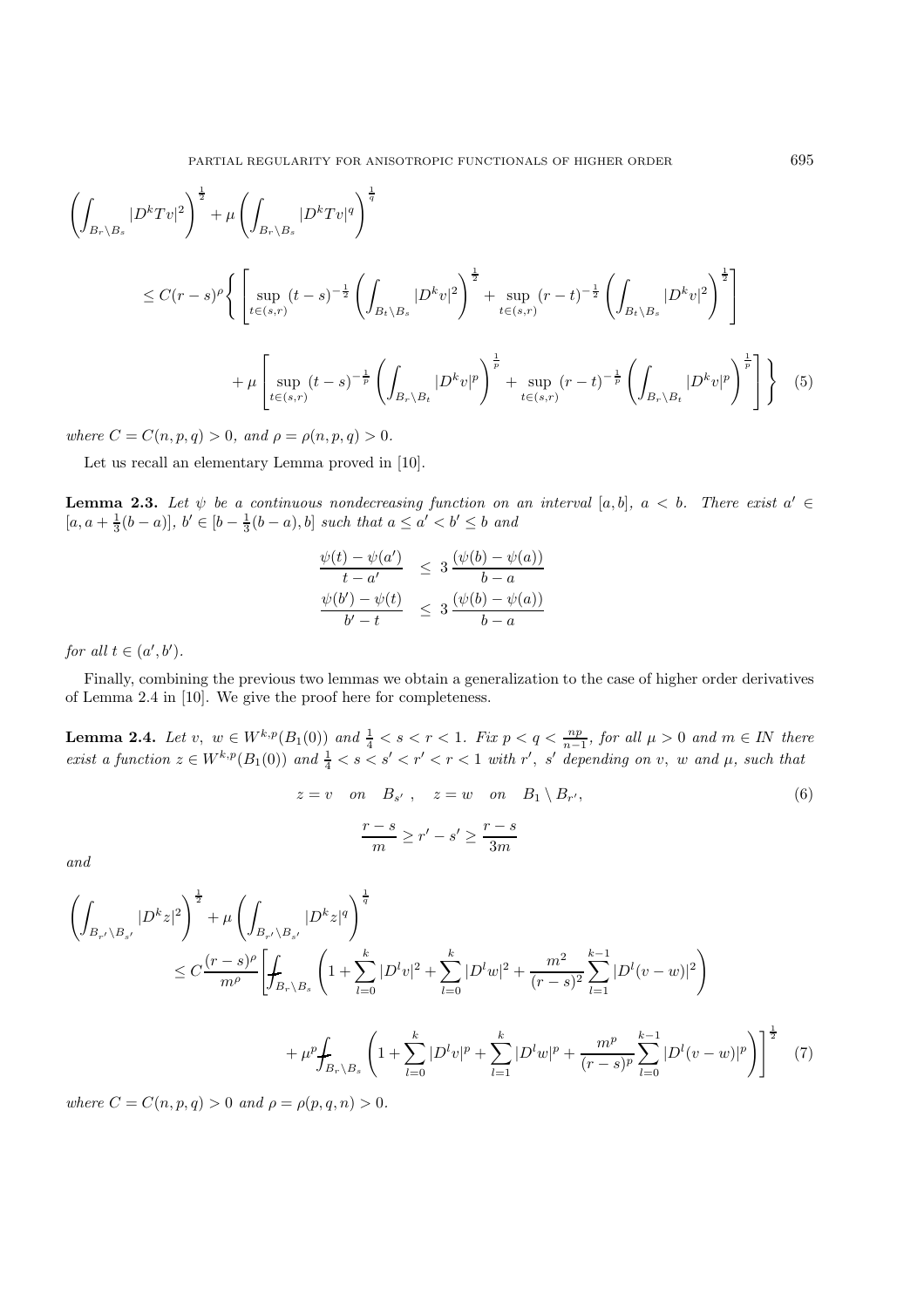$$
\left(\int_{B_r\setminus B_s}|D^kTv|^2\right)^{\frac12}+\mu\left(\int_{B_r\setminus B_s}|D^kTv|^q\right)^{\frac1q}
$$

$$
\leq C(r-s)^{\rho}\Bigg\{\left[\sup_{t\in(s,r)}(t-s)^{-\frac12}\left(\int_{B_t\setminus B_s}|D^kv|^2\right)^{\frac12}+\sup_{t\in(s,r)}(r-t)^{-\frac12}\left(\int_{B_t\setminus B_s}|D^kv|^2\right)^{\frac12}\right]
$$

$$
+\mu\left[\sup_{t\in(s,r)}(t-s)^{-\frac1p}\left(\int_{B_r\setminus B_t}|D^kv|^p\right)^{\frac1p}+\sup_{t\in(s,r)}(r-t)^{-\frac1p}\left(\int_{B_r\setminus B_t}|D^kv|^p\right)^{\frac1p}\right]\Bigg\} \tag{5}
$$

where $C=C(n,p,q)>0$, and $\rho=\rho(n,p,q)>0$.

Let us recall an elementary Lemma proved in [10].

**Lemma 2.3.** *Let $\psi$ be a continuous nondecreasing function on an interval $[a,b]$, $a<b$. There exist $a'\in[a,a+\frac13(b-a)]$, $b'\in[b-\frac13(b-a),b]$ such that $a\le a'<b'\le b$ and*

$$
\begin{aligned}
\frac{\psi(t)-\psi(a')}{t-a'} &\le 3\,\frac{(\psi(b)-\psi(a))}{b-a}\\
\frac{\psi(b')-\psi(t)}{b'-t} &\le 3\,\frac{(\psi(b)-\psi(a))}{b-a}
\end{aligned}
$$

*for all $t\in(a',b')$.*

Finally, combining the previous two lemmas we obtain a generalization to the case of higher order derivatives of Lemma 2.4 in [10]. We give the proof here for completeness.

**Lemma 2.4.** *Let $v,\ w\in W^{k,p}(B_1(0))$ and $\frac14<s<r<1$. Fix $p<q<\frac{np}{n-1}$, for all $\mu>0$ and $m\in IN$ there exist a function $z\in W^{k,p}(B_1(0))$ and $\frac14<s<s'<r'<r<1$ with $r',\ s'$ depending on $v,\ w$ and $\mu$, such that*

$$
z=v\quad on\quad B_{s'}\ ,\quad z=w\quad on\quad B_1\setminus B_{r'}, \tag{6}
$$

$$
\frac{r-s}{m}\ge r'-s'\ge\frac{r-s}{3m}
$$

*and*

$$
\left(\int_{B_{r'}\setminus B_{s'}}|D^kz|^2\right)^{\frac12}+\mu\left(\int_{B_{r'}\setminus B_{s'}}|D^kz|^q\right)^{\frac1q}
$$

$$
\le C\frac{(r-s)^{\rho}}{m^{\rho}}\Bigg[\fint_{B_r\setminus B_s}\left(1+\sum_{l=0}^{k}|D^lv|^2+\sum_{l=0}^{k}|D^lw|^2+\frac{m^2}{(r-s)^2}\sum_{l=1}^{k-1}|D^l(v-w)|^2\right)
$$

$$
+\mu^p\fint_{B_r\setminus B_s}\left(1+\sum_{l=0}^{k}|D^lv|^p+\sum_{l=1}^{k}|D^lw|^p+\frac{m^p}{(r-s)^p}\sum_{l=0}^{k-1}|D^l(v-w)|^p\right)\Bigg]^{\frac12} \tag{7}
$$

*where $C=C(n,p,q)>0$ and $\rho=\rho(p,q,n)>0$.*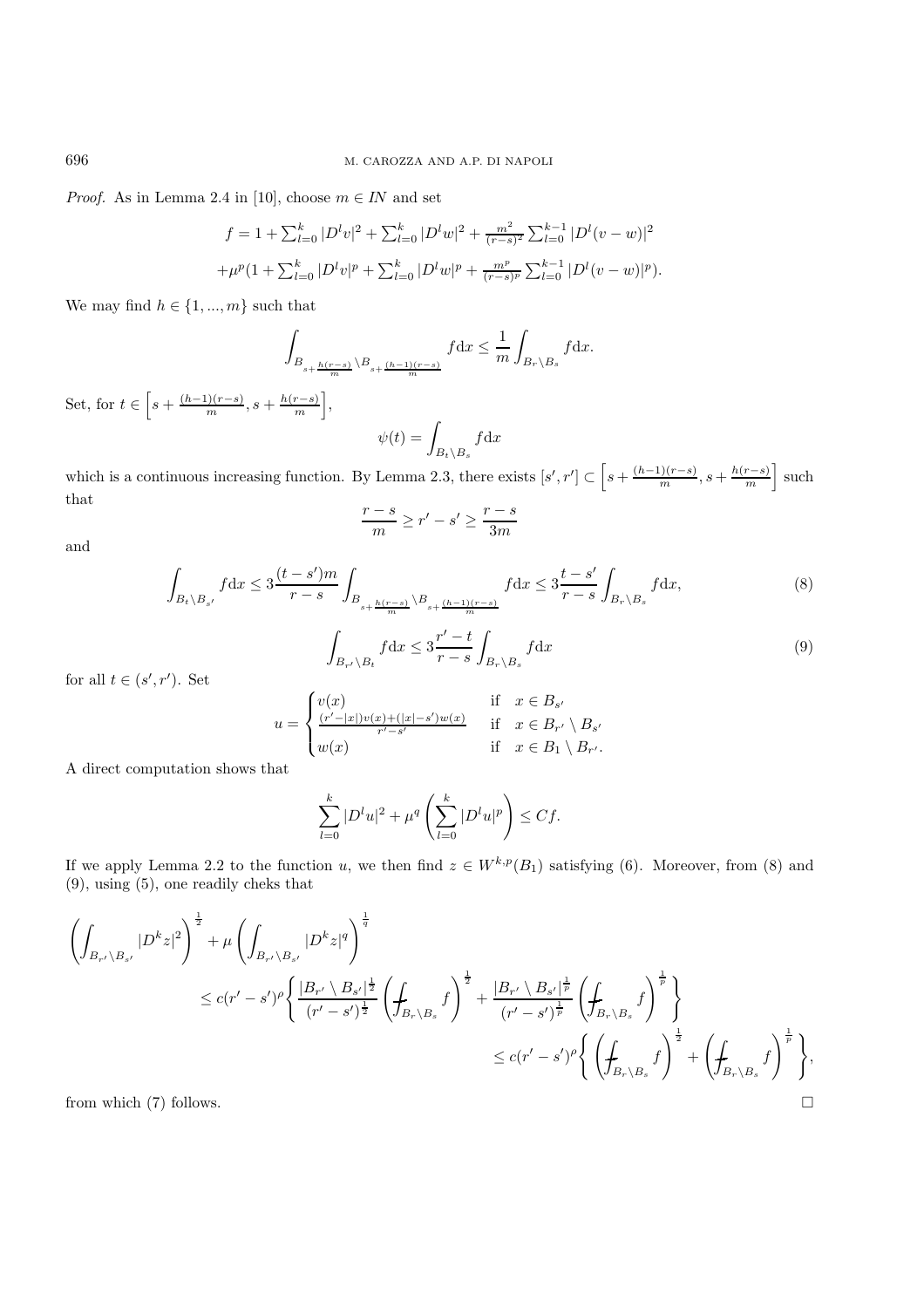*Proof.* As in Lemma 2.4 in [10], choose $m \in I\!N$ and set

$$f = 1 + \sum_{l=0}^{k} |D^l v|^2 + \sum_{l=0}^{k} |D^l w|^2 + \tfrac{m^2}{(r-s)^2} \sum_{l=0}^{k-1} |D^l (v-w)|^2$$
$$+ \mu^p (1 + \sum_{l=0}^{k} |D^l v|^p + \sum_{l=0}^{k} |D^l w|^p + \tfrac{m^p}{(r-s)^p} \sum_{l=0}^{k-1} |D^l (v-w)|^p).$$

We may find $h \in \{1, ..., m\}$ such that

$$\int_{B_{s+\frac{h(r-s)}{m}} \setminus B_{s+\frac{(h-1)(r-s)}{m}}} f \mathrm{d}x \leq \frac{1}{m} \int_{B_r \setminus B_s} f \mathrm{d}x.$$

Set, for $t \in \left[ s + \frac{(h-1)(r-s)}{m}, s + \frac{h(r-s)}{m} \right]$,

$$\psi(t) = \int_{B_t \setminus B_s} f \mathrm{d}x$$

which is a continuous increasing function. By Lemma 2.3, there exists $[s', r'] \subset \left[ s + \frac{(h-1)(r-s)}{m}, s + \frac{h(r-s)}{m} \right]$ such that

$$\frac{r-s}{m} \geq r' - s' \geq \frac{r-s}{3m}$$

and

$$\int_{B_t \setminus B_{s'}} f \mathrm{d}x \leq 3 \frac{(t-s')m}{r-s} \int_{B_{s+\frac{h(r-s)}{m}} \setminus B_{s+\frac{(h-1)(r-s)}{m}}} f \mathrm{d}x \leq 3 \frac{t-s'}{r-s} \int_{B_r \setminus B_s} f \mathrm{d}x, \tag{8}$$

$$\int_{B_{r'} \setminus B_t} f \mathrm{d}x \leq 3 \frac{r'-t}{r-s} \int_{B_r \setminus B_s} f \mathrm{d}x \tag{9}$$

for all $t \in (s', r')$. Set

$$u = \begin{cases} v(x) & \text{if} \quad x \in B_{s'} \\ \frac{(r'-|x|)v(x) + (|x|-s')w(x)}{r'-s'} & \text{if} \quad x \in B_{r'} \setminus B_{s'} \\ w(x) & \text{if} \quad x \in B_1 \setminus B_{r'}. \end{cases}$$

A direct computation shows that

$$\sum_{l=0}^{k} |D^l u|^2 + \mu^q \left( \sum_{l=0}^{k} |D^l u|^p \right) \leq C f.$$

If we apply Lemma 2.2 to the function $u$, we then find $z \in W^{k,p}(B_1)$ satisfying (6). Moreover, from (8) and (9), using (5), one readily cheks that

$$\left( \int_{B_{r'} \setminus B_{s'}} |D^k z|^2 \right)^{\frac{1}{2}} + \mu \left( \int_{B_{r'} \setminus B_{s'}} |D^k z|^q \right)^{\frac{1}{q}}$$
$$\leq c(r'-s')^{\rho} \left\{ \frac{|B_{r'} \setminus B_{s'}|^{\frac{1}{2}}}{(r'-s')^{\frac{1}{2}}} \left( \fint_{B_r \setminus B_s} f \right)^{\frac{1}{2}} + \frac{|B_{r'} \setminus B_{s'}|^{\frac{1}{p}}}{(r'-s')^{\frac{1}{p}}} \left( \fint_{B_r \setminus B_s} f \right)^{\frac{1}{p}} \right\}$$
$$\leq c(r'-s')^{\rho} \left\{ \left( \fint_{B_r \setminus B_s} f \right)^{\frac{1}{2}} + \left( \fint_{B_r \setminus B_s} f \right)^{\frac{1}{p}} \right\},$$

from which (7) follows. $\square$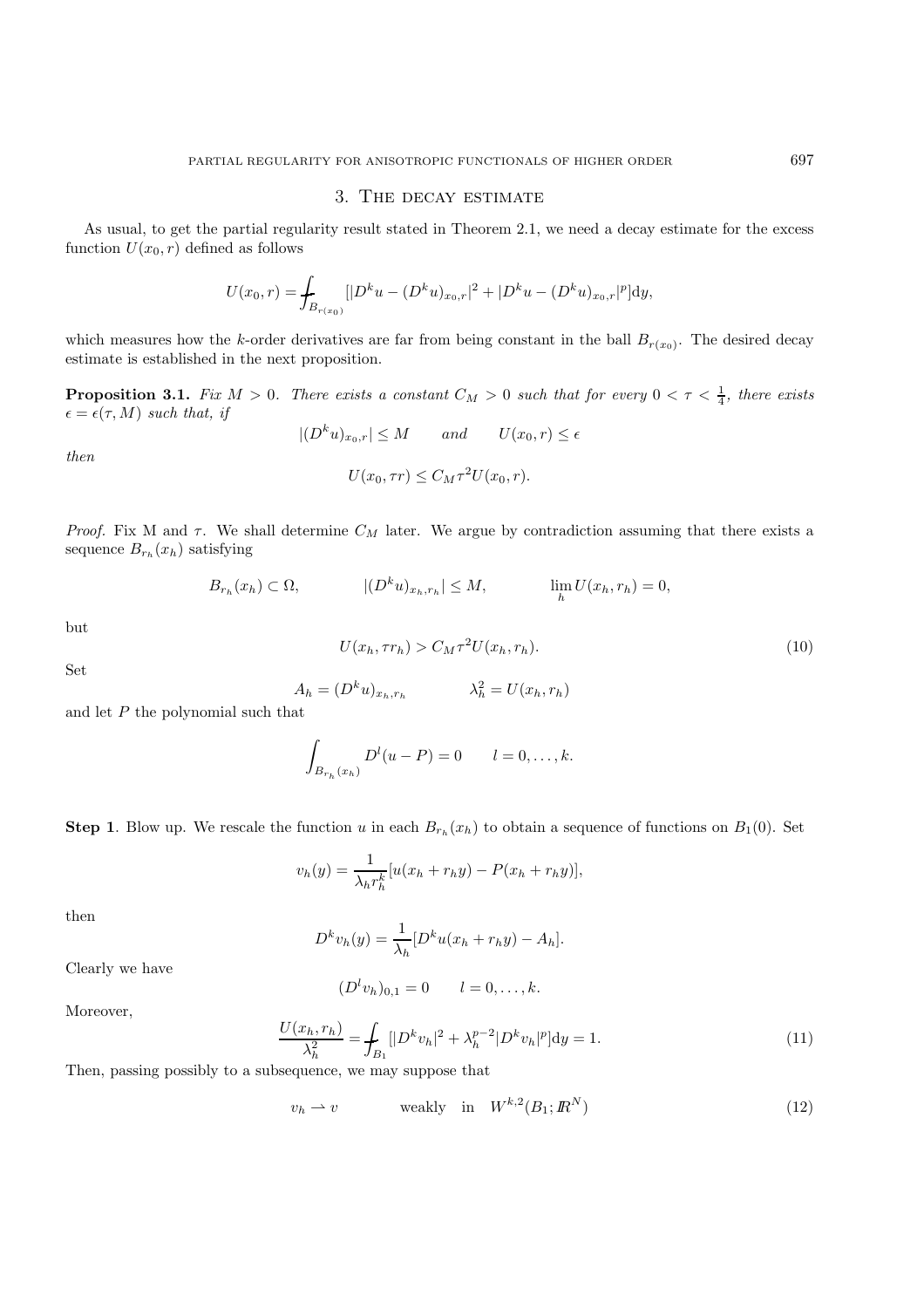## 3. The decay estimate

As usual, to get the partial regularity result stated in Theorem 2.1, we need a decay estimate for the excess function $U(x_0, r)$ defined as follows

$$U(x_0,r) = \fint_{B_{r(x_0)}} [|D^k u - (D^k u)_{x_0,r}|^2 + |D^k u - (D^k u)_{x_0,r}|^p] \mathrm{d}y,$$

which measures how the $k$-order derivatives are far from being constant in the ball $B_{r(x_0)}$. The desired decay estimate is established in the next proposition.

**Proposition 3.1.** *Fix $M > 0$. There exists a constant $C_M > 0$ such that for every $0 < \tau < \frac{1}{4}$, there exists $\epsilon = \epsilon(\tau, M)$ such that, if*

$$|(D^k u)_{x_0,r}| \leq M \qquad and \qquad U(x_0, r) \leq \epsilon$$

*then*

$$U(x_0, \tau r) \leq C_M \tau^2 U(x_0, r).$$

*Proof.* Fix M and $\tau$. We shall determine $C_M$ later. We argue by contradiction assuming that there exists a sequence $B_{r_h}(x_h)$ satisfying

$$B_{r_h}(x_h) \subset \Omega, \qquad\qquad |(D^k u)_{x_h,r_h}| \leq M, \qquad\qquad \lim_h U(x_h, r_h) = 0,$$

but

$$U(x_h, \tau r_h) > C_M \tau^2 U(x_h, r_h). \tag{10}$$

Set

$$A_h = (D^k u)_{x_h,r_h} \qquad\qquad \lambda_h^2 = U(x_h, r_h)$$

and let $P$ the polynomial such that

$$\int_{B_{r_h}(x_h)} D^l(u - P) = 0 \qquad l = 0, \ldots, k.$$

**Step 1**. Blow up. We rescale the function $u$ in each $B_{r_h}(x_h)$ to obtain a sequence of functions on $B_1(0)$. Set

$$v_h(y) = \frac{1}{\lambda_h r_h^k}[u(x_h + r_h y) - P(x_h + r_h y)],$$

then

$$D^k v_h(y) = \frac{1}{\lambda_h}[D^k u(x_h + r_h y) - A_h].$$

Clearly we have

$$(D^l v_h)_{0,1} = 0 \qquad l = 0, \ldots, k.$$

Moreover,

$$\frac{U(x_h, r_h)}{\lambda_h^2} = \fint_{B_1} [|D^k v_h|^2 + \lambda_h^{p-2} |D^k v_h|^p] \mathrm{d}y = 1. \tag{11}$$

Then, passing possibly to a subsequence, we may suppose that

$$v_h \rightharpoonup v \qquad\qquad \text{weakly} \quad \text{in} \quad W^{k,2}(B_1; \mathbb{R}^N) \tag{12}$$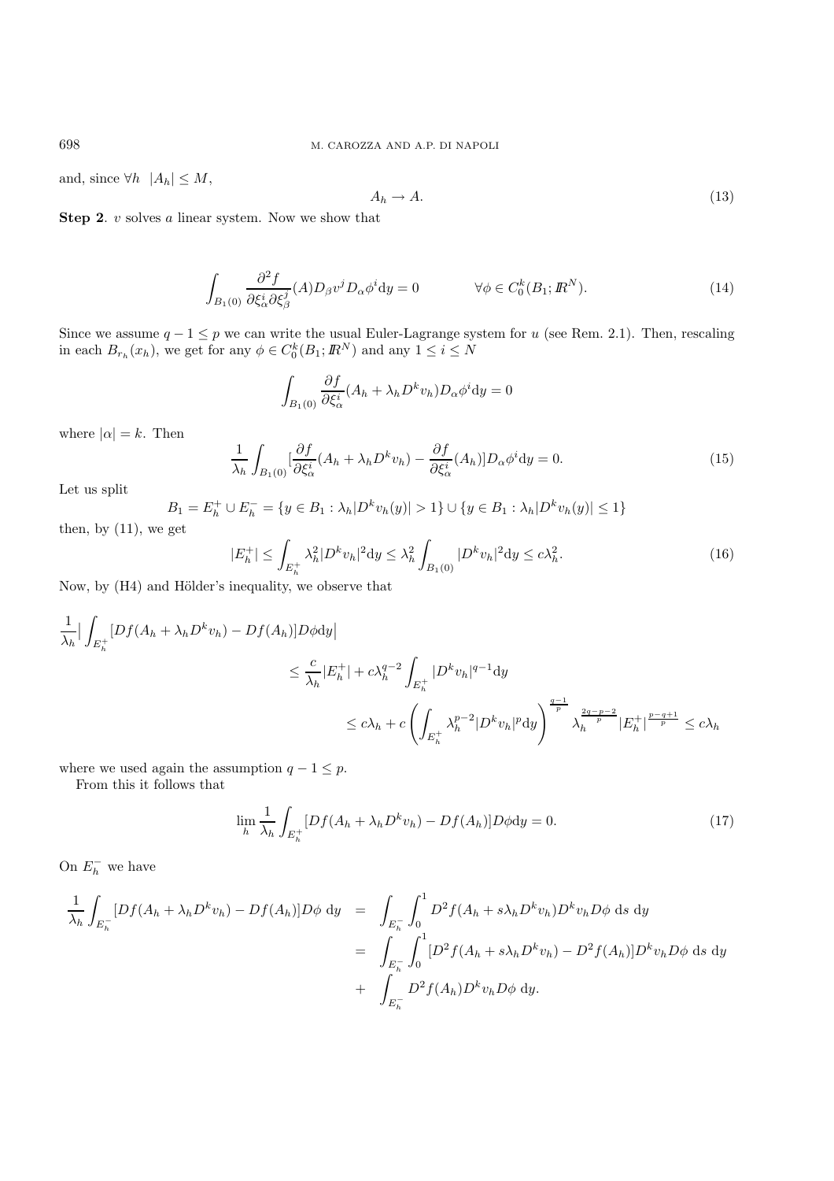and, since $\forall h \quad |A_h| \leq M$,

$$A_h \to A. \tag{13}$$

**Step 2**. $v$ solves *a* linear system. Now we show that

$$\int_{B_1(0)} \frac{\partial^2 f}{\partial \xi^i_\alpha \partial \xi^j_\beta}(A) D_\beta v^j D_\alpha \phi^i \mathrm{d}y = 0 \qquad \forall \phi \in C^k_0(B_1; I\!R^N). \tag{14}$$

Since we assume $q - 1 \leq p$ we can write the usual Euler-Lagrange system for $u$ (see Rem. 2.1). Then, rescaling in each $B_{r_h}(x_h)$, we get for any $\phi \in C^k_0(B_1; I\!R^N)$ and any $1 \leq i \leq N$

$$\int_{B_1(0)} \frac{\partial f}{\partial \xi^i_\alpha}(A_h + \lambda_h D^k v_h) D_\alpha \phi^i \mathrm{d}y = 0$$

where $|\alpha| = k$. Then

$$\frac{1}{\lambda_h} \int_{B_1(0)} [\frac{\partial f}{\partial \xi^i_\alpha}(A_h + \lambda_h D^k v_h) - \frac{\partial f}{\partial \xi^i_\alpha}(A_h)] D_\alpha \phi^i \mathrm{d}y = 0. \tag{15}$$

Let us split

$$B_1 = E^+_h \cup E^-_h = \{y \in B_1 : \lambda_h |D^k v_h(y)| > 1\} \cup \{y \in B_1 : \lambda_h |D^k v_h(y)| \leq 1\}$$

then, by (11), we get

$$|E^+_h| \leq \int_{E^+_h} \lambda_h^2 |D^k v_h|^2 \mathrm{d}y \leq \lambda_h^2 \int_{B_1(0)} |D^k v_h|^2 \mathrm{d}y \leq c \lambda_h^2. \tag{16}$$

Now, by (H4) and Hölder's inequality, we observe that

$$\begin{aligned}
\frac{1}{\lambda_h} \Big| \int_{E^+_h} [Df(A_h + \lambda_h D^k v_h) - Df(A_h)] D\phi \mathrm{d}y \Big| & \\
&\leq \frac{c}{\lambda_h} |E^+_h| + c \lambda_h^{q-2} \int_{E^+_h} |D^k v_h|^{q-1} \mathrm{d}y \\
&\leq c\lambda_h + c \left( \int_{E^+_h} \lambda_h^{p-2} |D^k v_h|^p \mathrm{d}y \right)^{\frac{q-1}{p}} \lambda_h^{\frac{2q-p-2}{p}} |E^+_h|^{\frac{p-q+1}{p}} \leq c\lambda_h
\end{aligned}$$

where we used again the assumption $q - 1 \leq p$.

From this it follows that

$$\lim_h \frac{1}{\lambda_h} \int_{E^+_h} [Df(A_h + \lambda_h D^k v_h) - Df(A_h)] D\phi \mathrm{d}y = 0. \tag{17}$$

On $E^-_h$ we have

$$\begin{aligned}
\frac{1}{\lambda_h} \int_{E^-_h} [Df(A_h + \lambda_h D^k v_h) - Df(A_h)] D\phi \ \mathrm{d}y &= \int_{E^-_h} \int_0^1 D^2 f(A_h + s\lambda_h D^k v_h) D^k v_h D\phi \ \mathrm{d}s \ \mathrm{d}y \\
&= \int_{E^-_h} \int_0^1 [D^2 f(A_h + s\lambda_h D^k v_h) - D^2 f(A_h)] D^k v_h D\phi \ \mathrm{d}s \ \mathrm{d}y \\
&+ \int_{E^-_h} D^2 f(A_h) D^k v_h D\phi \ \mathrm{d}y.
\end{aligned}$$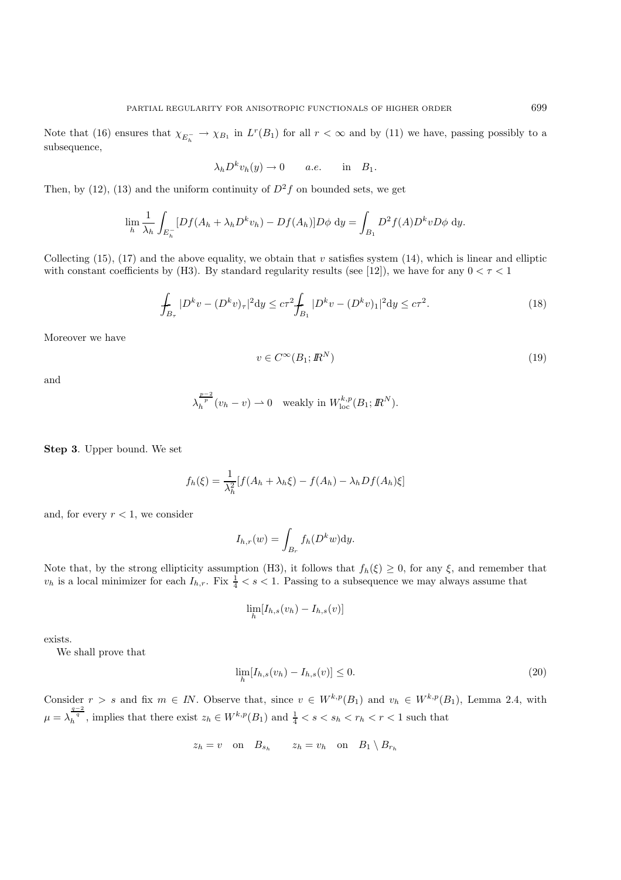Note that (16) ensures that $\chi_{E_h^-} \to \chi_{B_1}$ in $L^r(B_1)$ for all $r < \infty$ and by (11) we have, passing possibly to a subsequence,

$$\lambda_h D^k v_h(y) \to 0 \qquad a.e. \qquad \text{in} \quad B_1.$$

Then, by (12), (13) and the uniform continuity of $D^2 f$ on bounded sets, we get

$$\lim_h \frac{1}{\lambda_h} \int_{E_h^-} [Df(A_h + \lambda_h D^k v_h) - Df(A_h)] D\phi \; \mathrm{d}y = \int_{B_1} D^2 f(A) D^k v D\phi \; \mathrm{d}y.$$

Collecting (15), (17) and the above equality, we obtain that $v$ satisfies system (14), which is linear and elliptic with constant coefficients by (H3). By standard regularity results (see [12]), we have for any $0 < \tau < 1$

$$⨍_{B_\tau} |D^k v - (D^k v)_\tau|^2 \mathrm{d}y \leq c\tau^2 ⨍_{B_1} |D^k v - (D^k v)_1|^2 \mathrm{d}y \leq c\tau^2. \tag{18}$$

Moreover we have

$$v \in C^\infty(B_1; I\!R^N) \tag{19}$$

and

$$\lambda_h^{\frac{p-2}{p}} (v_h - v) \rightharpoonup 0 \quad \text{weakly in } W^{k,p}_{\mathrm{loc}}(B_1; I\!R^N).$$

**Step 3**. Upper bound. We set

$$f_h(\xi) = \frac{1}{\lambda_h^2} [f(A_h + \lambda_h \xi) - f(A_h) - \lambda_h Df(A_h)\xi]$$

and, for every $r < 1$, we consider

$$I_{h,r}(w) = \int_{B_r} f_h(D^k w) \mathrm{d}y.$$

Note that, by the strong ellipticity assumption (H3), it follows that $f_h(\xi) \geq 0$, for any $\xi$, and remember that $v_h$ is a local minimizer for each $I_{h,r}$. Fix $\frac{1}{4} < s < 1$. Passing to a subsequence we may always assume that

$$\lim_h [I_{h,s}(v_h) - I_{h,s}(v)]$$

exists.

We shall prove that

$$\lim_h [I_{h,s}(v_h) - I_{h,s}(v)] \leq 0. \tag{20}$$

Consider $r > s$ and fix $m \in I\!N$. Observe that, since $v \in W^{k,p}(B_1)$ and $v_h \in W^{k,p}(B_1)$, Lemma 2.4, with $\mu = \lambda_h^{\frac{q-2}{q}}$, implies that there exist $z_h \in W^{k,p}(B_1)$ and $\frac{1}{4} < s < s_h < r_h < r < 1$ such that

$$z_h = v \quad \text{on} \quad B_{s_h} \qquad z_h = v_h \quad \text{on} \quad B_1 \setminus B_{r_h}$$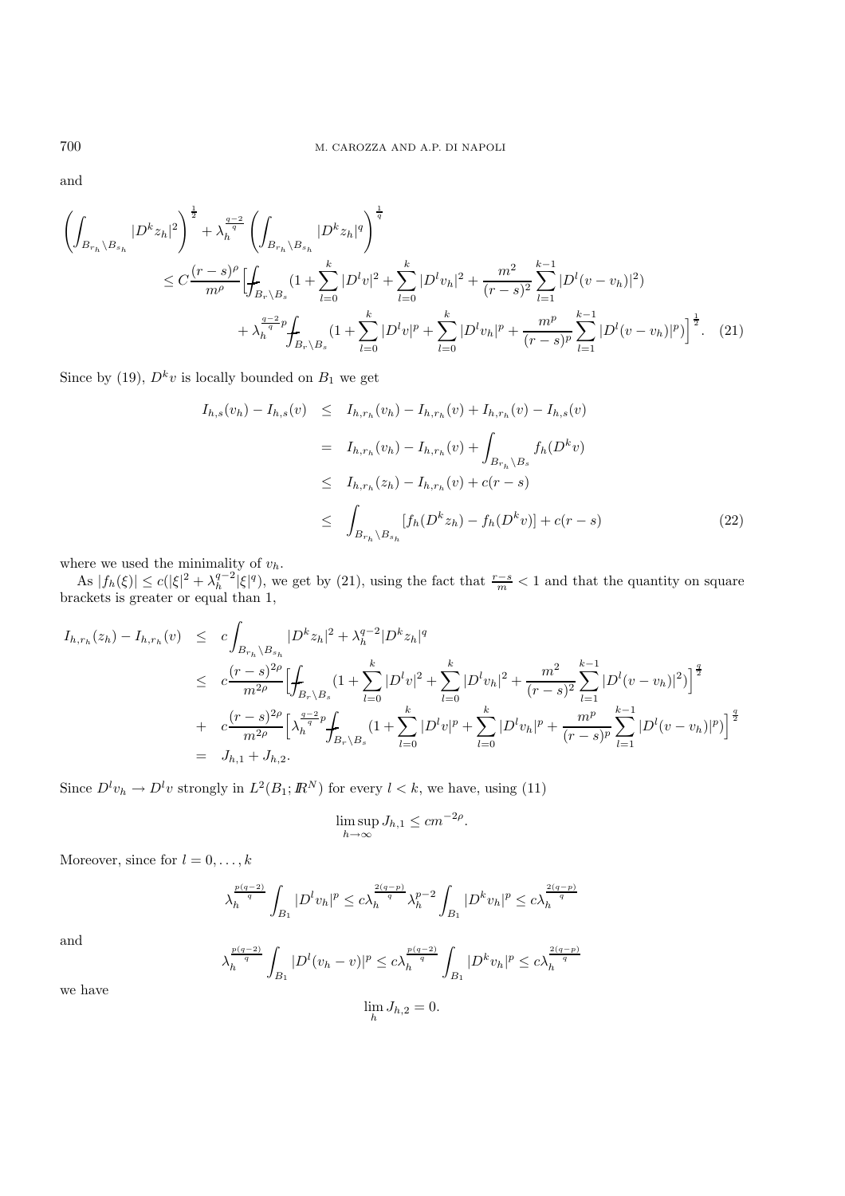and

$$
\left(\int_{B_{r_h}\setminus B_{s_h}}|D^k z_h|^2\right)^{\frac{1}{2}}+\lambda_h^{\frac{q-2}{q}}\left(\int_{B_{r_h}\setminus B_{s_h}}|D^k z_h|^q\right)^{\frac{1}{q}}
$$

$$
\leq C\frac{(r-s)^{\rho}}{m^{\rho}}\Big[\fint_{B_r\setminus B_s}(1+\sum_{l=0}^{k}|D^l v|^2+\sum_{l=0}^{k}|D^l v_h|^2+\frac{m^2}{(r-s)^2}\sum_{l=1}^{k-1}|D^l(v-v_h)|^2)
$$

$$
+\lambda_h^{\frac{q-2}{q}p}\fint_{B_r\setminus B_s}(1+\sum_{l=0}^{k}|D^l v|^p+\sum_{l=0}^{k}|D^l v_h|^p+\frac{m^p}{(r-s)^p}\sum_{l=1}^{k-1}|D^l(v-v_h)|^p)\Big]^{\frac{1}{2}}. \quad (21)
$$

Since by (19), $D^k v$ is locally bounded on $B_1$ we get

$$
\begin{aligned}
I_{h,s}(v_h)-I_{h,s}(v) &\leq I_{h,r_h}(v_h)-I_{h,r_h}(v)+I_{h,r_h}(v)-I_{h,s}(v)\\
&= I_{h,r_h}(v_h)-I_{h,r_h}(v)+\int_{B_{r_h}\setminus B_s} f_h(D^k v)\\
&\leq I_{h,r_h}(z_h)-I_{h,r_h}(v)+c(r-s)\\
&\leq \int_{B_{r_h}\setminus B_{s_h}}[f_h(D^k z_h)-f_h(D^k v)]+c(r-s) \qquad (22)
\end{aligned}
$$

where we used the minimality of $v_h$.

As $|f_h(\xi)|\leq c(|\xi|^2+\lambda_h^{q-2}|\xi|^q)$, we get by (21), using the fact that $\frac{r-s}{m}<1$ and that the quantity on square brackets is greater or equal than 1,

$$
\begin{aligned}
I_{h,r_h}(z_h)-I_{h,r_h}(v) &\leq c\int_{B_{r_h}\setminus B_{s_h}}|D^k z_h|^2+\lambda_h^{q-2}|D^k z_h|^q\\
&\leq c\frac{(r-s)^{2\rho}}{m^{2\rho}}\Big[\fint_{B_r\setminus B_s}(1+\sum_{l=0}^{k}|D^l v|^2+\sum_{l=0}^{k}|D^l v_h|^2+\frac{m^2}{(r-s)^2}\sum_{l=1}^{k-1}|D^l(v-v_h)|^2)\Big]^{\frac{q}{2}}\\
&+ c\frac{(r-s)^{2\rho}}{m^{2\rho}}\Big[\lambda_h^{\frac{q-2}{q}p}\fint_{B_r\setminus B_s}(1+\sum_{l=0}^{k}|D^l v|^p+\sum_{l=0}^{k}|D^l v_h|^p+\frac{m^p}{(r-s)^p}\sum_{l=1}^{k-1}|D^l(v-v_h)|^p)\Big]^{\frac{q}{2}}\\
&= J_{h,1}+J_{h,2}.
\end{aligned}
$$

Since $D^l v_h\to D^l v$ strongly in $L^2(B_1;\mathbb{R}^N)$ for every $l<k$, we have, using (11)

$$
\limsup_{h\to\infty} J_{h,1}\leq cm^{-2\rho}.
$$

Moreover, since for $l=0,\dots,k$

$$
\lambda_h^{\frac{p(q-2)}{q}}\int_{B_1}|D^l v_h|^p\leq c\lambda_h^{\frac{2(q-p)}{q}}\lambda_h^{p-2}\int_{B_1}|D^k v_h|^p\leq c\lambda_h^{\frac{2(q-p)}{q}}
$$

and

$$
\lambda_h^{\frac{p(q-2)}{q}}\int_{B_1}|D^l(v_h-v)|^p\leq c\lambda_h^{\frac{p(q-2)}{q}}\int_{B_1}|D^k v_h|^p\leq c\lambda_h^{\frac{2(q-p)}{q}}
$$

we have

$$
\lim_h J_{h,2}=0.
$$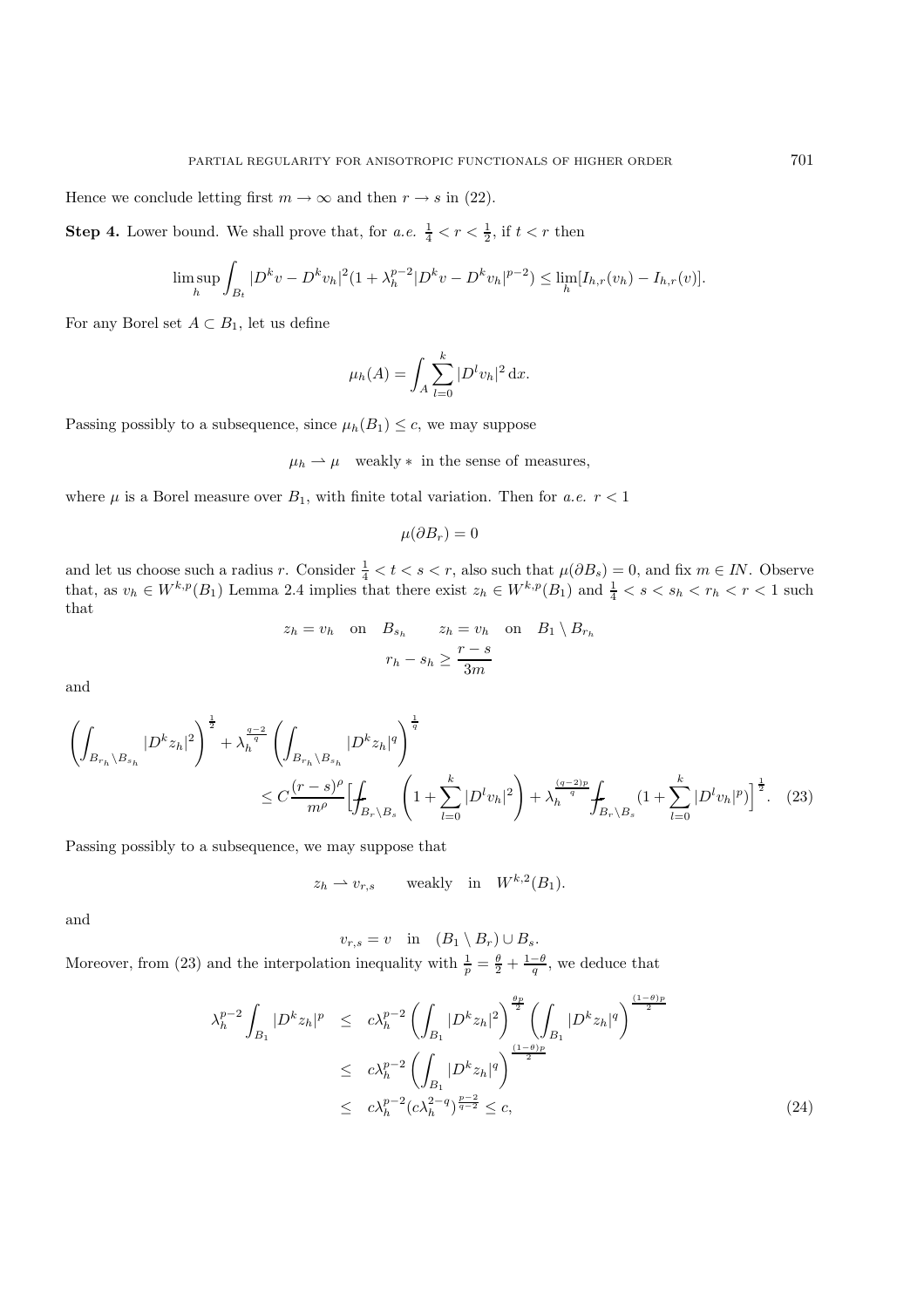Hence we conclude letting first $m \to \infty$ and then $r \to s$ in (22).

**Step 4.** Lower bound. We shall prove that, for *a.e.* $\frac{1}{4} < r < \frac{1}{2}$, if $t < r$ then

$$\limsup_h \int_{B_t} |D^k v - D^k v_h|^2 (1 + \lambda_h^{p-2} |D^k v - D^k v_h|^{p-2}) \leq \lim_h [I_{h,r}(v_h) - I_{h,r}(v)].$$

For any Borel set $A \subset B_1$, let us define

$$\mu_h(A) = \int_A \sum_{l=0}^{k} |D^l v_h|^2 \, \mathrm{d}x.$$

Passing possibly to a subsequence, since $\mu_h(B_1) \leq c$, we may suppose

$$\mu_h \rightharpoonup \mu \quad \text{weakly} * \text{ in the sense of measures,}$$

where $\mu$ is a Borel measure over $B_1$, with finite total variation. Then for *a.e.* $r < 1$

$$\mu(\partial B_r) = 0$$

and let us choose such a radius $r$. Consider $\frac{1}{4} < t < s < r$, also such that $\mu(\partial B_s) = 0$, and fix $m \in I\!N$. Observe that, as $v_h \in W^{k,p}(B_1)$ Lemma 2.4 implies that there exist $z_h \in W^{k,p}(B_1)$ and $\frac{1}{4} < s < s_h < r_h < r < 1$ such that

$$z_h = v_h \quad \text{on} \quad B_{s_h} \qquad z_h = v_h \quad \text{on} \quad B_1 \setminus B_{r_h}$$

$$r_h - s_h \geq \frac{r - s}{3m}$$

and

$$\left( \int_{B_{r_h} \setminus B_{s_h}} |D^k z_h|^2 \right)^{\frac{1}{2}} + \lambda_h^{\frac{q-2}{q}} \left( \int_{B_{r_h} \setminus B_{s_h}} |D^k z_h|^q \right)^{\frac{1}{q}} \leq C \frac{(r-s)^\rho}{m^\rho} \Big[ \fint_{B_r \setminus B_s} \left( 1 + \sum_{l=0}^{k} |D^l v_h|^2 \right) + \lambda_h^{\frac{(q-2)p}{q}} \fint_{B_r \setminus B_s} (1 + \sum_{l=0}^{k} |D^l v_h|^p) \Big]^{\frac{1}{2}}. \quad (23)$$

Passing possibly to a subsequence, we may suppose that

$$z_h \rightharpoonup v_{r,s} \qquad \text{weakly} \quad \text{in} \quad W^{k,2}(B_1).$$

and

$$v_{r,s} = v \quad \text{in} \quad (B_1 \setminus B_r) \cup B_s.$$

Moreover, from (23) and the interpolation inequality with $\frac{1}{p} = \frac{\theta}{2} + \frac{1-\theta}{q}$, we deduce that

$$\begin{aligned}
\lambda_h^{p-2} \int_{B_1} |D^k z_h|^p &\leq c \lambda_h^{p-2} \left( \int_{B_1} |D^k z_h|^2 \right)^{\frac{\theta p}{2}} \left( \int_{B_1} |D^k z_h|^q \right)^{\frac{(1-\theta)p}{2}} \\
&\leq c \lambda_h^{p-2} \left( \int_{B_1} |D^k z_h|^q \right)^{\frac{(1-\theta)p}{2}} \\
&\leq c \lambda_h^{p-2} (c \lambda_h^{2-q})^{\frac{p-2}{q-2}} \leq c,
\end{aligned} \quad (24)$$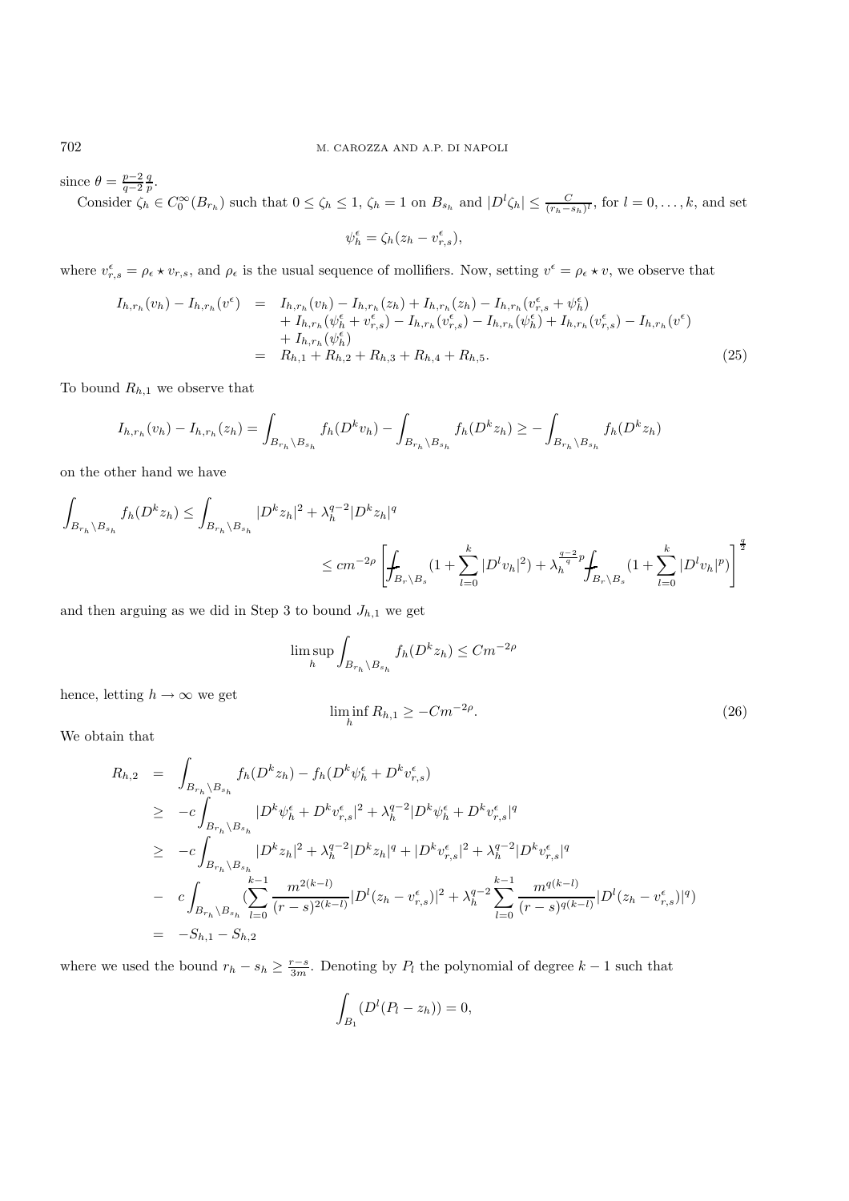since $\theta = \frac{p-2}{q-2}\frac{q}{p}$.

Consider $\zeta_h \in C_0^\infty(B_{r_h})$ such that $0 \le \zeta_h \le 1$, $\zeta_h = 1$ on $B_{s_h}$ and $|D^l \zeta_h| \le \frac{C}{(r_h - s_h)^l}$, for $l = 0, \ldots, k$, and set

$$\psi_h^\epsilon = \zeta_h (z_h - v_{r,s}^\epsilon),$$

where $v_{r,s}^\epsilon = \rho_\epsilon \star v_{r,s}$, and $\rho_\epsilon$ is the usual sequence of mollifiers. Now, setting $v^\epsilon = \rho_\epsilon \star v$, we observe that

$$\begin{aligned} I_{h,r_h}(v_h) - I_{h,r_h}(v^\epsilon) &= I_{h,r_h}(v_h) - I_{h,r_h}(z_h) + I_{h,r_h}(z_h) - I_{h,r_h}(v_{r,s}^\epsilon + \psi_h^\epsilon) \\ &\quad + I_{h,r_h}(\psi_h^\epsilon + v_{r,s}^\epsilon) - I_{h,r_h}(v_{r,s}^\epsilon) - I_{h,r_h}(\psi_h^\epsilon) + I_{h,r_h}(v_{r,s}^\epsilon) - I_{h,r_h}(v^\epsilon) \\ &\quad + I_{h,r_h}(\psi_h^\epsilon) \\ &= R_{h,1} + R_{h,2} + R_{h,3} + R_{h,4} + R_{h,5}. \end{aligned} \tag{25}$$

To bound $R_{h,1}$ we observe that

$$I_{h,r_h}(v_h) - I_{h,r_h}(z_h) = \int_{B_{r_h} \setminus B_{s_h}} f_h(D^k v_h) - \int_{B_{r_h} \setminus B_{s_h}} f_h(D^k z_h) \ge - \int_{B_{r_h} \setminus B_{s_h}} f_h(D^k z_h)$$

on the other hand we have

$$\begin{aligned} \int_{B_{r_h} \setminus B_{s_h}} f_h(D^k z_h) &\le \int_{B_{r_h} \setminus B_{s_h}} |D^k z_h|^2 + \lambda_h^{q-2} |D^k z_h|^q \\ &\le c m^{-2\rho} \left[ \fint_{B_r \setminus B_s} (1 + \sum_{l=0}^k |D^l v_h|^2) + \lambda_h^{\frac{q-2}{q}p} \fint_{B_r \setminus B_s} (1 + \sum_{l=0}^k |D^l v_h|^p) \right]^{\frac{q}{2}} \end{aligned}$$

and then arguing as we did in Step 3 to bound $J_{h,1}$ we get

$$\limsup_h \int_{B_{r_h} \setminus B_{s_h}} f_h(D^k z_h) \le C m^{-2\rho}$$

hence, letting $h \to \infty$ we get

$$\liminf_h R_{h,1} \ge -C m^{-2\rho}. \tag{26}$$

We obtain that

$$\begin{aligned} R_{h,2} &= \int_{B_{r_h} \setminus B_{s_h}} f_h(D^k z_h) - f_h(D^k \psi_h^\epsilon + D^k v_{r,s}^\epsilon) \\ &\ge -c \int_{B_{r_h} \setminus B_{s_h}} |D^k \psi_h^\epsilon + D^k v_{r,s}^\epsilon|^2 + \lambda_h^{q-2} |D^k \psi_h^\epsilon + D^k v_{r,s}^\epsilon|^q \\ &\ge -c \int_{B_{r_h} \setminus B_{s_h}} |D^k z_h|^2 + \lambda_h^{q-2} |D^k z_h|^q + |D^k v_{r,s}^\epsilon|^2 + \lambda_h^{q-2} |D^k v_{r,s}^\epsilon|^q \\ &- c \int_{B_{r_h} \setminus B_{s_h}} (\sum_{l=0}^{k-1} \frac{m^{2(k-l)}}{(r-s)^{2(k-l)}} |D^l (z_h - v_{r,s}^\epsilon)|^2 + \lambda_h^{q-2} \sum_{l=0}^{k-1} \frac{m^{q(k-l)}}{(r-s)^{q(k-l)}} |D^l (z_h - v_{r,s}^\epsilon)|^q) \\ &= -S_{h,1} - S_{h,2} \end{aligned}$$

where we used the bound $r_h - s_h \ge \frac{r-s}{3m}$. Denoting by $P_l$ the polynomial of degree $k-1$ such that

$$\int_{B_1} (D^l (P_l - z_h)) = 0,$$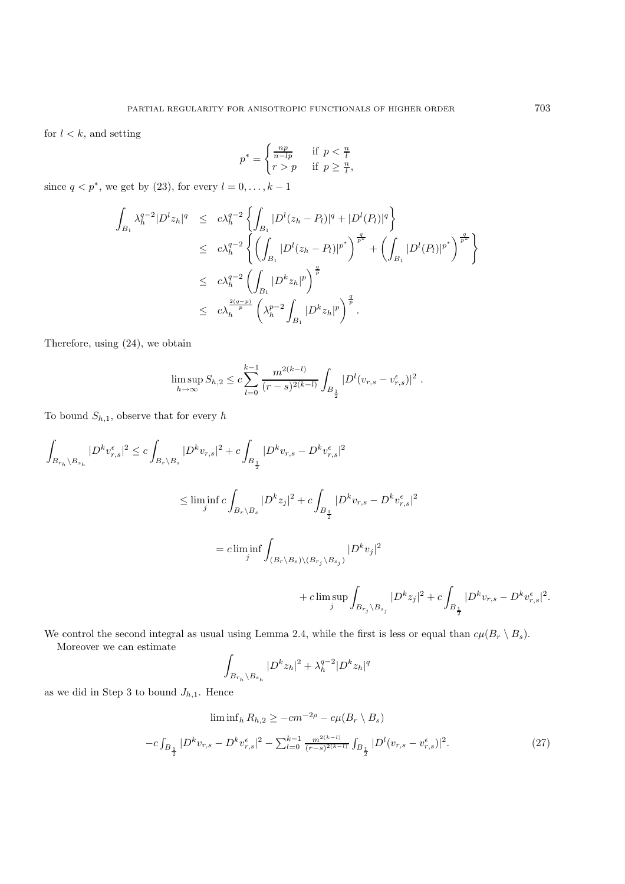for $l < k$, and setting

$$p^* = \begin{cases} \frac{np}{n-lp} & \text{if } p < \frac{n}{l} \\ r > p & \text{if } p \geq \frac{n}{l}, \end{cases}$$

since $q < p^*$, we get by (23), for every $l = 0, \dots, k-1$

$$\begin{aligned}
\int_{B_1} \lambda_h^{q-2} |D^l z_h|^q &\leq c\lambda_h^{q-2} \left\{ \int_{B_1} |D^l(z_h - P_l)|^q + |D^l(P_l)|^q \right\} \\
&\leq c\lambda_h^{q-2} \left\{ \left( \int_{B_1} |D^l(z_h - P_l)|^{p^*} \right)^{\frac{q}{p^*}} + \left( \int_{B_1} |D^l(P_l)|^{p^*} \right)^{\frac{q}{p^*}} \right\} \\
&\leq c\lambda_h^{q-2} \left( \int_{B_1} |D^k z_h|^p \right)^{\frac{q}{p}} \\
&\leq c\lambda_h^{\frac{2(q-p)}{p}} \left( \lambda_h^{p-2} \int_{B_1} |D^k z_h|^p \right)^{\frac{q}{p}}.
\end{aligned}$$

Therefore, using (24), we obtain

$$\limsup_{h \to \infty} S_{h,2} \leq c \sum_{l=0}^{k-1} \frac{m^{2(k-l)}}{(r-s)^{2(k-l)}} \int_{B_{\frac{1}{2}}} |D^l(v_{r,s} - v_{r,s}^\epsilon)|^2 \,.$$

To bound $S_{h,1}$, observe that for every $h$

$$\begin{aligned}
\int_{B_{r_h} \setminus B_{s_h}} |D^k v_{r,s}^\epsilon|^2 &\leq c \int_{B_r \setminus B_s} |D^k v_{r,s}|^2 + c \int_{B_{\frac{1}{2}}} |D^k v_{r,s} - D^k v_{r,s}^\epsilon|^2 \\
&\leq \liminf_j c \int_{B_r \setminus B_s} |D^k z_j|^2 + c \int_{B_{\frac{1}{2}}} |D^k v_{r,s} - D^k v_{r,s}^\epsilon|^2 \\
&= c \liminf_j \int_{(B_r \setminus B_s) \setminus (B_{r_j} \setminus B_{s_j})} |D^k v_j|^2 \\
&\qquad + c \limsup_j \int_{B_{r_j} \setminus B_{s_j}} |D^k z_j|^2 + c \int_{B_{\frac{1}{2}}} |D^k v_{r,s} - D^k v_{r,s}^\epsilon|^2.
\end{aligned}$$

We control the second integral as usual using Lemma 2.4, while the first is less or equal than $c\mu(B_r \setminus B_s)$.

Moreover we can estimate

$$\int_{B_{r_h} \setminus B_{s_h}} |D^k z_h|^2 + \lambda_h^{q-2} |D^k z_h|^q$$

as we did in Step 3 to bound $J_{h,1}$. Hence

$$\begin{aligned}
&\liminf_h R_{h,2} \geq -cm^{-2\rho} - c\mu(B_r \setminus B_s) \\
&-c \int_{B_{\frac{1}{2}}} |D^k v_{r,s} - D^k v_{r,s}^\epsilon|^2 - \sum_{l=0}^{k-1} \frac{m^{2(k-l)}}{(r-s)^{2(k-l)}} \int_{B_{\frac{1}{2}}} |D^l(v_{r,s} - v_{r,s}^\epsilon)|^2. \qquad (27)
\end{aligned}$$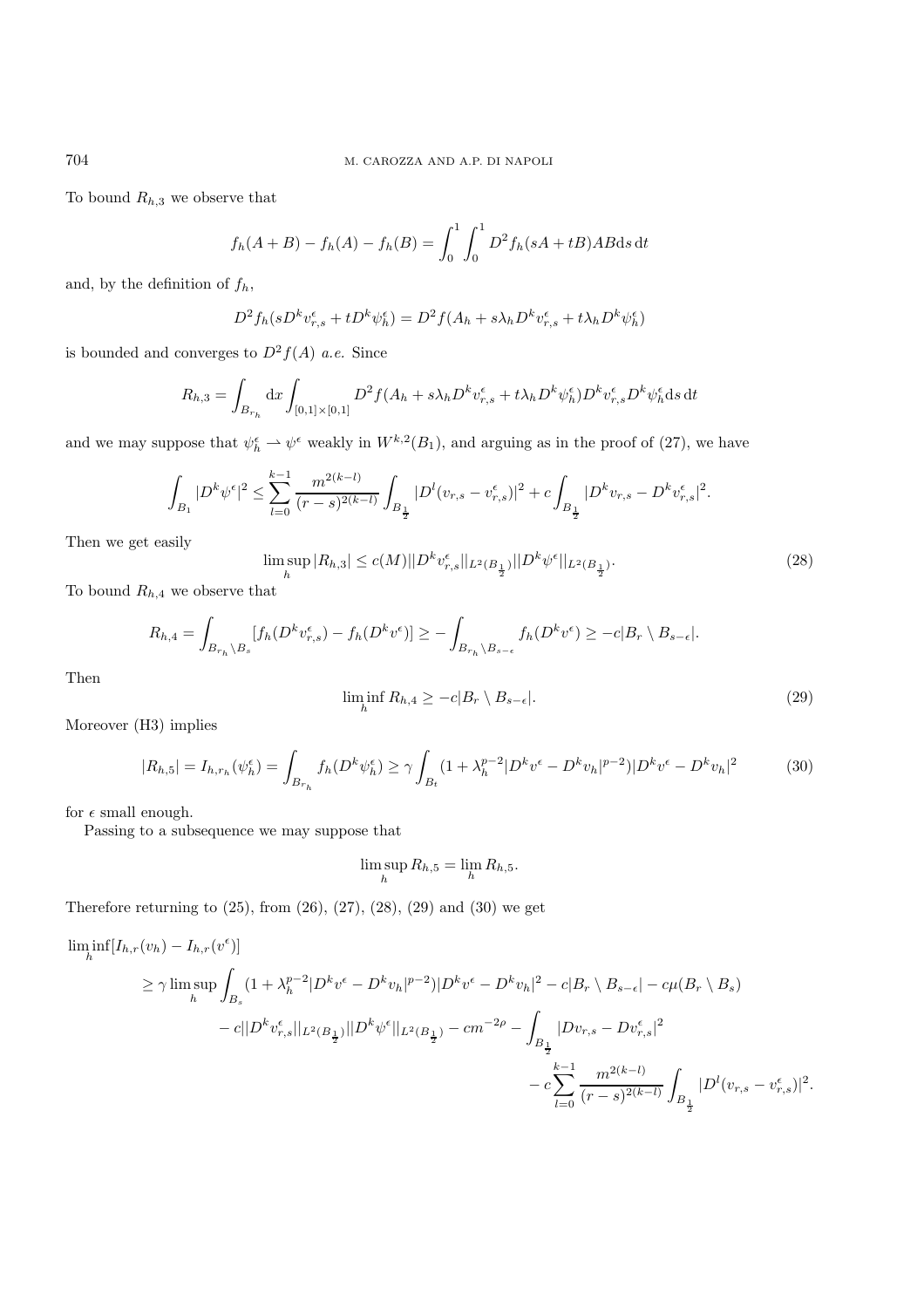To bound $R_{h,3}$ we observe that

$$f_h(A+B) - f_h(A) - f_h(B) = \int_0^1 \int_0^1 D^2 f_h(sA+tB)AB\mathrm{d}s\,\mathrm{d}t$$

and, by the definition of $f_h$,

$$D^2 f_h(sD^k v^\epsilon_{r,s} + tD^k \psi^\epsilon_h) = D^2 f(A_h + s\lambda_h D^k v^\epsilon_{r,s} + t\lambda_h D^k \psi^\epsilon_h)$$

is bounded and converges to $D^2 f(A)$ *a.e.* Since

$$R_{h,3} = \int_{B_{r_h}} \mathrm{d}x \int_{[0,1]\times[0,1]} D^2 f(A_h + s\lambda_h D^k v^\epsilon_{r,s} + t\lambda_h D^k \psi^\epsilon_h) D^k v^\epsilon_{r,s} D^k \psi^\epsilon_h \mathrm{d}s\,\mathrm{d}t$$

and we may suppose that $\psi^\epsilon_h \rightharpoonup \psi^\epsilon$ weakly in $W^{k,2}(B_1)$, and arguing as in the proof of (27), we have

$$\int_{B_1} |D^k \psi^\epsilon|^2 \leq \sum_{l=0}^{k-1} \frac{m^{2(k-l)}}{(r-s)^{2(k-l)}} \int_{B_{\frac{1}{2}}} |D^l(v_{r,s} - v^\epsilon_{r,s})|^2 + c\int_{B_{\frac{1}{2}}} |D^k v_{r,s} - D^k v^\epsilon_{r,s}|^2.$$

Then we get easily

$$\limsup_h |R_{h,3}| \leq c(M) ||D^k v^\epsilon_{r,s}||_{L^2(B_{\frac{1}{2}})} ||D^k \psi^\epsilon||_{L^2(B_{\frac{1}{2}})}. \tag{28}$$

To bound $R_{h,4}$ we observe that

$$R_{h,4} = \int_{B_{r_h} \setminus B_s} [f_h(D^k v^\epsilon_{r,s}) - f_h(D^k v^\epsilon)] \geq -\int_{B_{r_h} \setminus B_{s-\epsilon}} f_h(D^k v^\epsilon) \geq -c|B_r \setminus B_{s-\epsilon}|.$$

Then

$$\liminf_h R_{h,4} \geq -c|B_r \setminus B_{s-\epsilon}|. \tag{29}$$

Moreover (H3) implies

$$|R_{h,5}| = I_{h,r_h}(\psi^\epsilon_h) = \int_{B_{r_h}} f_h(D^k \psi^\epsilon_h) \geq \gamma \int_{B_t} (1 + \lambda_h^{p-2} |D^k v^\epsilon - D^k v_h|^{p-2}) |D^k v^\epsilon - D^k v_h|^2 \tag{30}$$

for $\epsilon$ small enough.

Passing to a subsequence we may suppose that

$$\limsup_h R_{h,5} = \lim_h R_{h,5}.$$

Therefore returning to (25), from (26), (27), (28), (29) and (30) we get

$$\begin{aligned}
\liminf_h [I_{h,r}(v_h) - I_{h,r}(v^\epsilon)] &\\
\geq \gamma \limsup_h \int_{B_s} &(1 + \lambda_h^{p-2} |D^k v^\epsilon - D^k v_h|^{p-2}) |D^k v^\epsilon - D^k v_h|^2 - c|B_r \setminus B_{s-\epsilon}| - c\mu(B_r \setminus B_s) \\
&- c||D^k v^\epsilon_{r,s}||_{L^2(B_{\frac{1}{2}})} ||D^k \psi^\epsilon||_{L^2(B_{\frac{1}{2}})} - cm^{-2\rho} - \int_{B_{\frac{1}{2}}} |Dv_{r,s} - Dv^\epsilon_{r,s}|^2 \\
&- c\sum_{l=0}^{k-1} \frac{m^{2(k-l)}}{(r-s)^{2(k-l)}} \int_{B_{\frac{1}{2}}} |D^l(v_{r,s} - v^\epsilon_{r,s})|^2.
\end{aligned}$$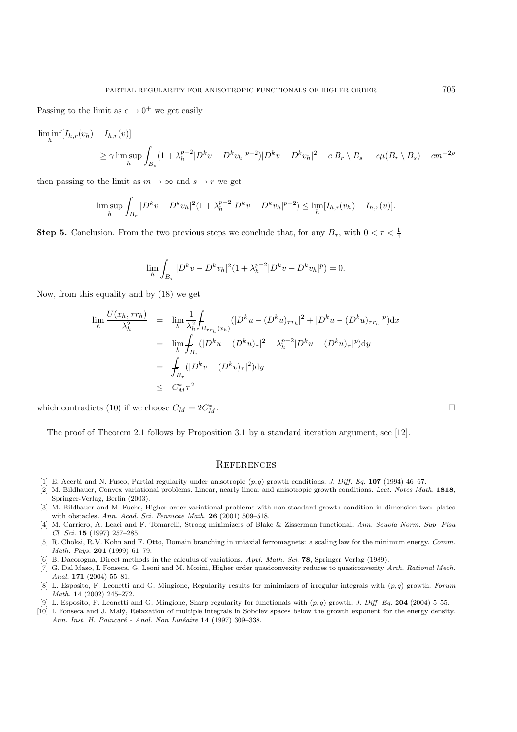Passing to the limit as $\epsilon \to 0^+$ we get easily

$$
\liminf_h [I_{h,r}(v_h) - I_{h,r}(v)]
$$
$$
\geq \gamma \limsup_h \int_{B_s} (1 + \lambda_h^{p-2}|D^k v - D^k v_h|^{p-2})|D^k v - D^k v_h|^2 - c|B_r \setminus B_s| - c\mu(B_r \setminus B_s) - cm^{-2\rho}
$$

then passing to the limit as $m \to \infty$ and $s \to r$ we get

$$
\limsup_h \int_{B_r} |D^k v - D^k v_h|^2 (1 + \lambda_h^{p-2}|D^k v - D^k v_h|^{p-2}) \leq \lim_h [I_{h,r}(v_h) - I_{h,r}(v)].
$$

**Step 5.** Conclusion. From the two previous steps we conclude that, for any $B_\tau$, with $0 < \tau < \frac{1}{4}$

$$
\lim_h \int_{B_\tau} |D^k v - D^k v_h|^2 (1 + \lambda_h^{p-2}|D^k v - D^k v_h|^p) = 0.
$$

Now, from this equality and by (18) we get

$$
\begin{aligned}
\lim_h \frac{U(x_h, \tau r_h)}{\lambda_h^2} &= \lim_h \frac{1}{\lambda_h^2} \fint_{B_{\tau r_h}(x_h)} (|D^k u - (D^k u)_{\tau r_h}|^2 + |D^k u - (D^k u)_{\tau r_h}|^p) \mathrm{d}x \\
&= \lim_h \fint_{B_\tau} (|D^k u - (D^k u)_\tau|^2 + \lambda_h^{p-2}|D^k u - (D^k u)_\tau|^p) \mathrm{d}y \\
&= \fint_{B_\tau} (|D^k v - (D^k v)_\tau|^2) \mathrm{d}y \\
&\leq C_M^* \tau^2
\end{aligned}
$$

which contradicts (10) if we choose $C_M = 2C_M^*$. □

The proof of Theorem 2.1 follows by Proposition 3.1 by a standard iteration argument, see [12].

## References

[1] E. Acerbi and N. Fusco, Partial regularity under anisotropic $(p, q)$ growth conditions. *J. Diff. Eq.* **107** (1994) 46–67.

[2] M. Bildhauer, Convex variational problems. Linear, nearly linear and anisotropic growth conditions. *Lect. Notes Math.* **1818**, Springer-Verlag, Berlin (2003).

[3] M. Bildhauer and M. Fuchs, Higher order variational problems with non-standard growth condition in dimension two: plates with obstacles. *Ann. Acad. Sci. Fennicae Math.* **26** (2001) 509–518.

[4] M. Carriero, A. Leaci and F. Tomarelli, Strong minimizers of Blake & Zisserman functional. *Ann. Scuola Norm. Sup. Pisa Cl. Sci.* **15** (1997) 257–285.

[5] R. Choksi, R.V. Kohn and F. Otto, Domain branching in uniaxial ferromagnets: a scaling law for the minimum energy. *Comm. Math. Phys.* **201** (1999) 61–79.

[6] B. Dacorogna, Direct methods in the calculus of variations. *Appl. Math. Sci.* **78**, Springer Verlag (1989).

[7] G. Dal Maso, I. Fonseca, G. Leoni and M. Morini, Higher order quasiconvexity reduces to quasiconvexity *Arch. Rational Mech. Anal.* **171** (2004) 55–81.

[8] L. Esposito, F. Leonetti and G. Mingione, Regularity results for minimizers of irregular integrals with $(p, q)$ growth. *Forum Math.* **14** (2002) 245–272.

[9] L. Esposito, F. Leonetti and G. Mingione, Sharp regularity for functionals with $(p, q)$ growth. *J. Diff. Eq.* **204** (2004) 5–55.

[10] I. Fonseca and J. Malý, Relaxation of multiple integrals in Sobolev spaces below the growth exponent for the energy density. *Ann. Inst. H. Poincaré - Anal. Non Linéaire* **14** (1997) 309–338.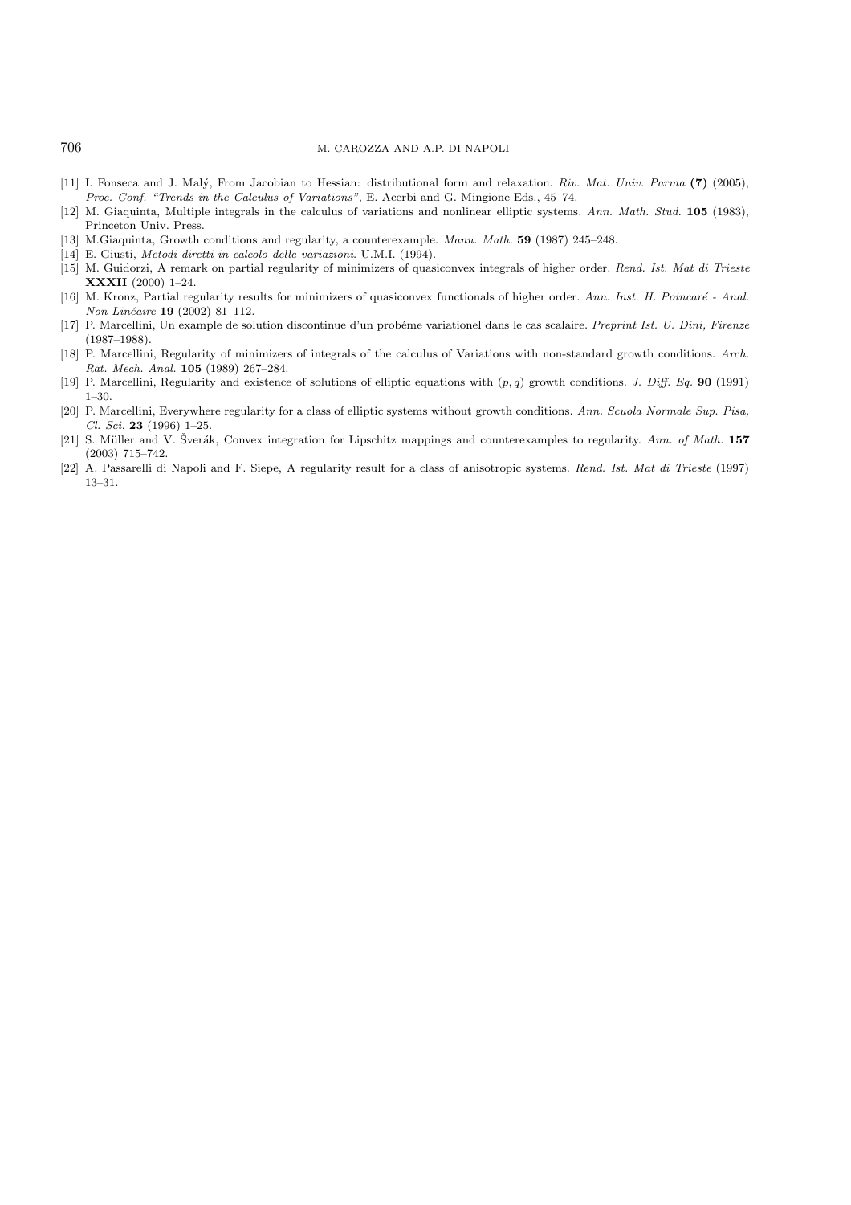[11] I. Fonseca and J. Malý, From Jacobian to Hessian: distributional form and relaxation. *Riv. Mat. Univ. Parma* **(7)** (2005), *Proc. Conf. "Trends in the Calculus of Variations"*, E. Acerbi and G. Mingione Eds., 45–74.

[12] M. Giaquinta, Multiple integrals in the calculus of variations and nonlinear elliptic systems. *Ann. Math. Stud.* **105** (1983), Princeton Univ. Press.

[13] M.Giaquinta, Growth conditions and regularity, a counterexample. *Manu. Math.* **59** (1987) 245–248.

[14] E. Giusti, *Metodi diretti in calcolo delle variazioni*. U.M.I. (1994).

[15] M. Guidorzi, A remark on partial regularity of minimizers of quasiconvex integrals of higher order. *Rend. Ist. Mat di Trieste* **XXXII** (2000) 1–24.

[16] M. Kronz, Partial regularity results for minimizers of quasiconvex functionals of higher order. *Ann. Inst. H. Poincaré - Anal. Non Linéaire* **19** (2002) 81–112.

[17] P. Marcellini, Un example de solution discontinue d'un probéme variationel dans le cas scalaire. *Preprint Ist. U. Dini, Firenze* (1987–1988).

[18] P. Marcellini, Regularity of minimizers of integrals of the calculus of Variations with non-standard growth conditions. *Arch. Rat. Mech. Anal.* **105** (1989) 267–284.

[19] P. Marcellini, Regularity and existence of solutions of elliptic equations with $(p, q)$ growth conditions. *J. Diff. Eq.* **90** (1991) 1–30.

[20] P. Marcellini, Everywhere regularity for a class of elliptic systems without growth conditions. *Ann. Scuola Normale Sup. Pisa, Cl. Sci.* **23** (1996) 1–25.

[21] S. Müller and V. Šverák, Convex integration for Lipschitz mappings and counterexamples to regularity. *Ann. of Math.* **157** (2003) 715–742.

[22] A. Passarelli di Napoli and F. Siepe, A regularity result for a class of anisotropic systems. *Rend. Ist. Mat di Trieste* (1997) 13–31.